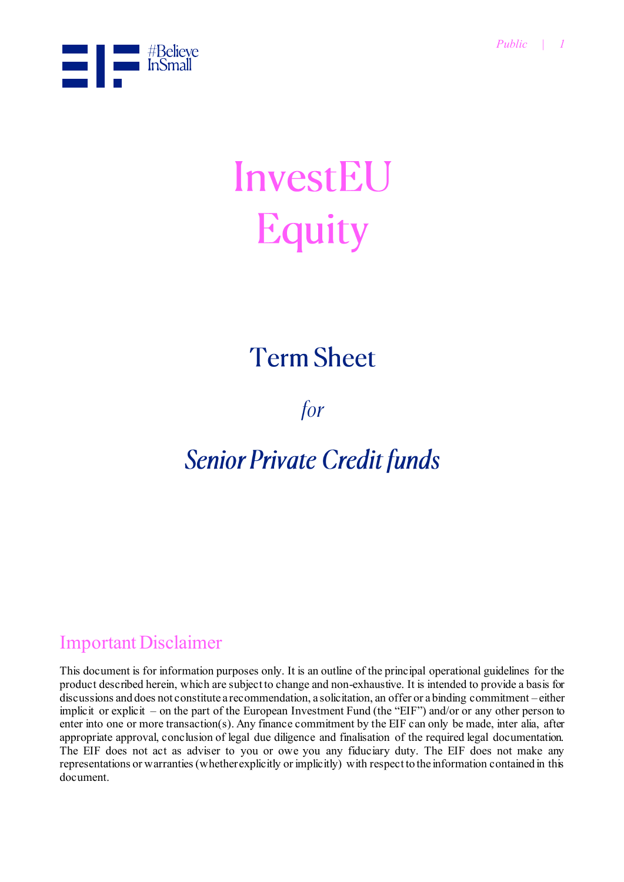# InvestEU
# Equity

## Term Sheet

*for*

## *Senior Private Credit funds*

## Important Disclaimer

This document is for information purposes only. It is an outline of the principal operational guidelines for the product described herein, which are subject to change and non-exhaustive. It is intended to provide a basis for discussions and does not constitute a recommendation, a solicitation, an offer or a binding commitment – either implicit or explicit – on the part of the European Investment Fund (the "EIF") and/or or any other person to enter into one or more transaction(s). Any finance commitment by the EIF can only be made, inter alia, after appropriate approval, conclusion of legal due diligence and finalisation of the required legal documentation. The EIF does not act as adviser to you or owe you any fiduciary duty. The EIF does not make any representations or warranties (whether explicitly or implicitly) with respect to the information contained in this document.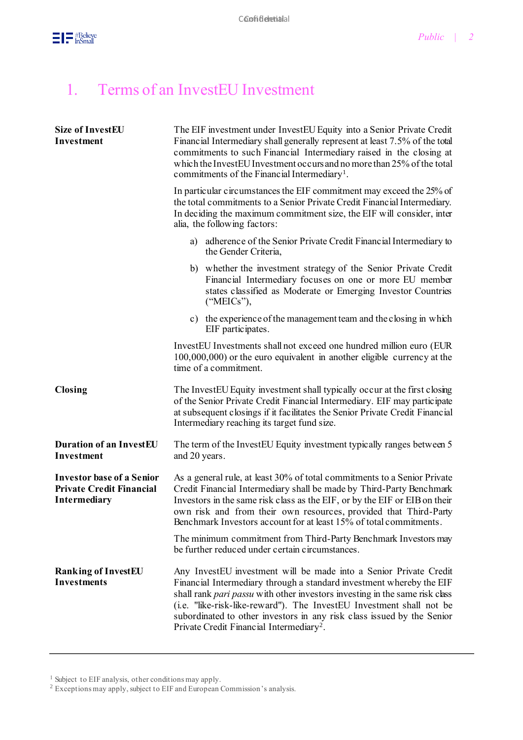# 1. Terms of an InvestEU Investment

| | |
|---|---|
| **Size of InvestEU Investment** | The EIF investment under InvestEU Equity into a Senior Private Credit Financial Intermediary shall generally represent at least 7.5% of the total commitments to such Financial Intermediary raised in the closing at which the InvestEU Investment occurs and no more than 25% of the total commitments of the Financial Intermediary[1].<br><br>In particular circumstances the EIF commitment may exceed the 25% of the total commitments to a Senior Private Credit Financial Intermediary. In deciding the maximum commitment size, the EIF will consider, inter alia, the following factors:<br><br>a) adherence of the Senior Private Credit Financial Intermediary to the Gender Criteria,<br><br>b) whether the investment strategy of the Senior Private Credit Financial Intermediary focuses on one or more EU member states classified as Moderate or Emerging Investor Countries ("MEICs"),<br><br>c) the experience of the management team and the closing in which EIF participates.<br><br>InvestEU Investments shall not exceed one hundred million euro (EUR 100,000,000) or the euro equivalent in another eligible currency at the time of a commitment. |
| **Closing** | The InvestEU Equity investment shall typically occur at the first closing of the Senior Private Credit Financial Intermediary. EIF may participate at subsequent closings if it facilitates the Senior Private Credit Financial Intermediary reaching its target fund size. |
| **Duration of an InvestEU Investment** | The term of the InvestEU Equity investment typically ranges between 5 and 20 years. |
| **Investor base of a Senior Private Credit Financial Intermediary** | As a general rule, at least 30% of total commitments to a Senior Private Credit Financial Intermediary shall be made by Third-Party Benchmark Investors in the same risk class as the EIF, or by the EIF or EIB on their own risk and from their own resources, provided that Third-Party Benchmark Investors account for at least 15% of total commitments.<br><br>The minimum commitment from Third-Party Benchmark Investors may be further reduced under certain circumstances. |
| **Ranking of InvestEU Investments** | Any InvestEU investment will be made into a Senior Private Credit Financial Intermediary through a standard investment whereby the EIF shall rank *pari passu* with other investors investing in the same risk class (i.e. "like-risk-like-reward"). The InvestEU Investment shall not be subordinated to other investors in any risk class issued by the Senior Private Credit Financial Intermediary[2]. |

---

[1] Subject to EIF analysis, other conditions may apply.

[2] Exceptions may apply, subject to EIF and European Commission's analysis.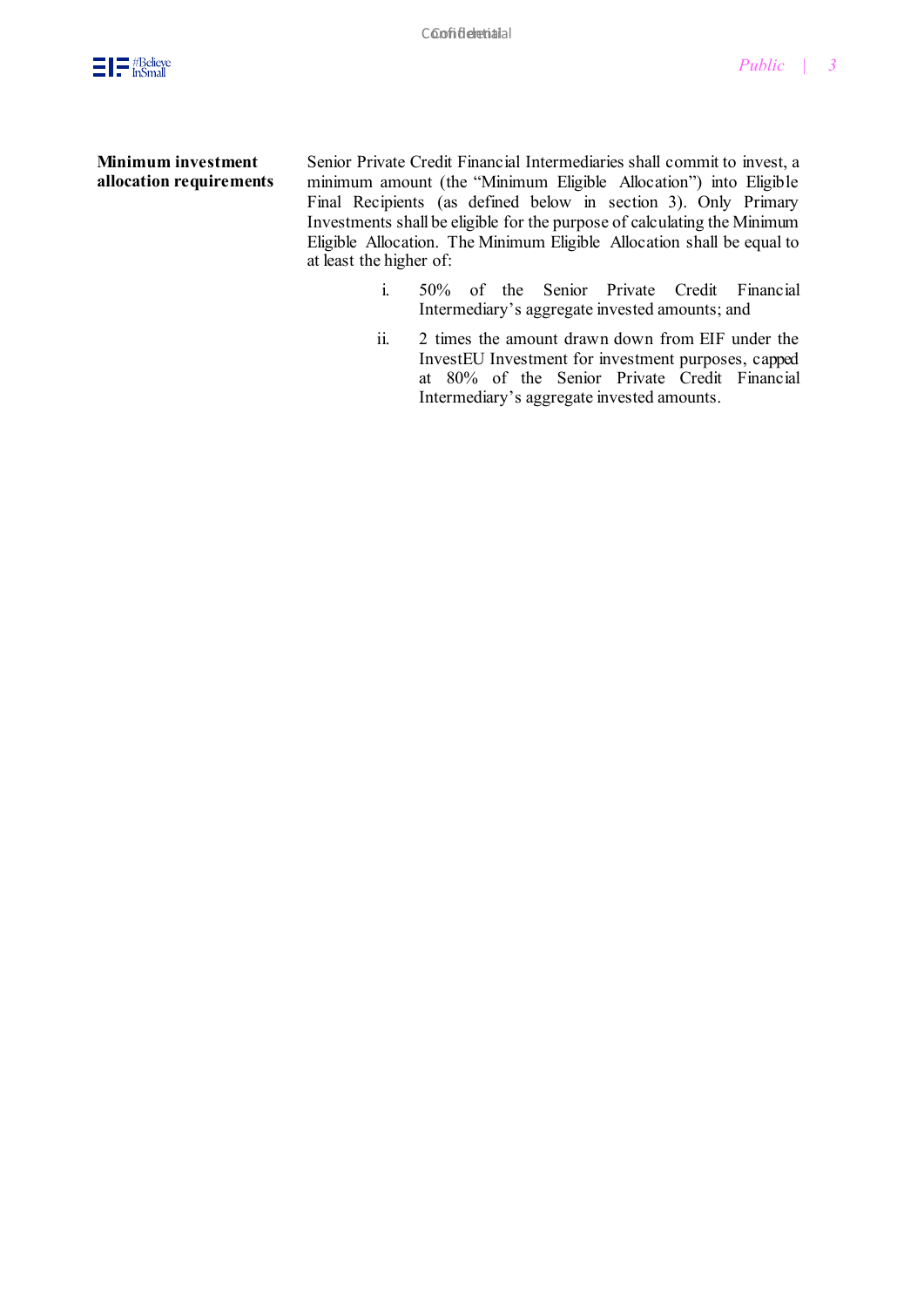| | |
|---|---|
| **Minimum investment allocation requirements** | Senior Private Credit Financial Intermediaries shall commit to invest, a minimum amount (the "Minimum Eligible Allocation") into Eligible Final Recipients (as defined below in section 3). Only Primary Investments shall be eligible for the purpose of calculating the Minimum Eligible Allocation. The Minimum Eligible Allocation shall be equal to at least the higher of:<br><br>i. 50% of the Senior Private Credit Financial Intermediary's aggregate invested amounts; and<br><br>ii. 2 times the amount drawn down from EIF under the InvestEU Investment for investment purposes, capped at 80% of the Senior Private Credit Financial Intermediary's aggregate invested amounts. |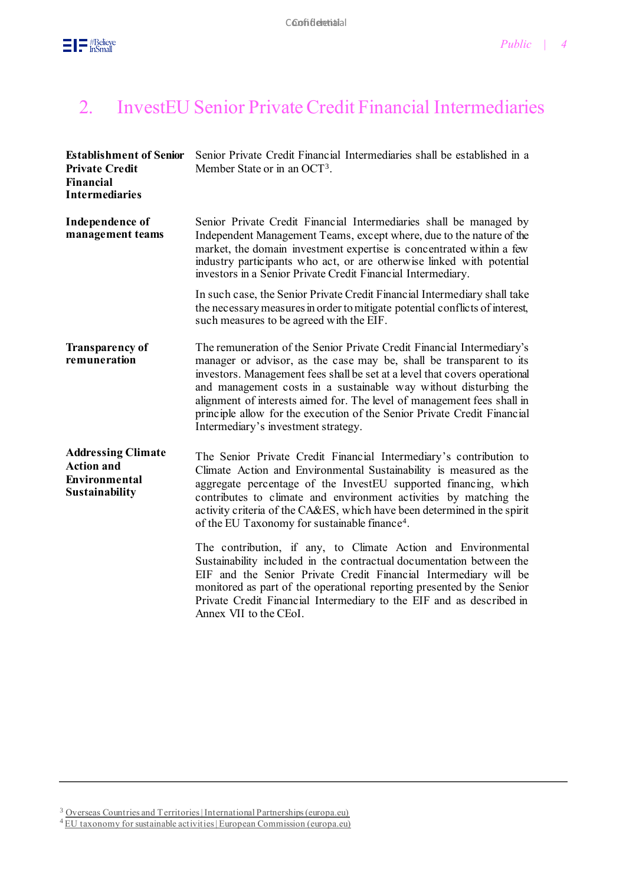## 2. InvestEU Senior Private Credit Financial Intermediaries

**Establishment of Senior Private Credit Financial Intermediaries**

Senior Private Credit Financial Intermediaries shall be established in a Member State or in an OCT[3].

**Independence of management teams**

Senior Private Credit Financial Intermediaries shall be managed by Independent Management Teams, except where, due to the nature of the market, the domain investment expertise is concentrated within a few industry participants who act, or are otherwise linked with potential investors in a Senior Private Credit Financial Intermediary.

In such case, the Senior Private Credit Financial Intermediary shall take the necessary measures in order to mitigate potential conflicts of interest, such measures to be agreed with the EIF.

**Transparency of remuneration**

The remuneration of the Senior Private Credit Financial Intermediary's manager or advisor, as the case may be, shall be transparent to its investors. Management fees shall be set at a level that covers operational and management costs in a sustainable way without disturbing the alignment of interests aimed for. The level of management fees shall in principle allow for the execution of the Senior Private Credit Financial Intermediary's investment strategy.

**Addressing Climate Action and Environmental Sustainability**

The Senior Private Credit Financial Intermediary's contribution to Climate Action and Environmental Sustainability is measured as the aggregate percentage of the InvestEU supported financing, which contributes to climate and environment activities by matching the activity criteria of the CA&ES, which have been determined in the spirit of the EU Taxonomy for sustainable finance[4].

The contribution, if any, to Climate Action and Environmental Sustainability included in the contractual documentation between the EIF and the Senior Private Credit Financial Intermediary will be monitored as part of the operational reporting presented by the Senior Private Credit Financial Intermediary to the EIF and as described in Annex VII to the CEoI.

---

[3] Overseas Countries and Territories | International Partnerships (europa.eu)

[4] EU taxonomy for sustainable activities | European Commission (europa.eu)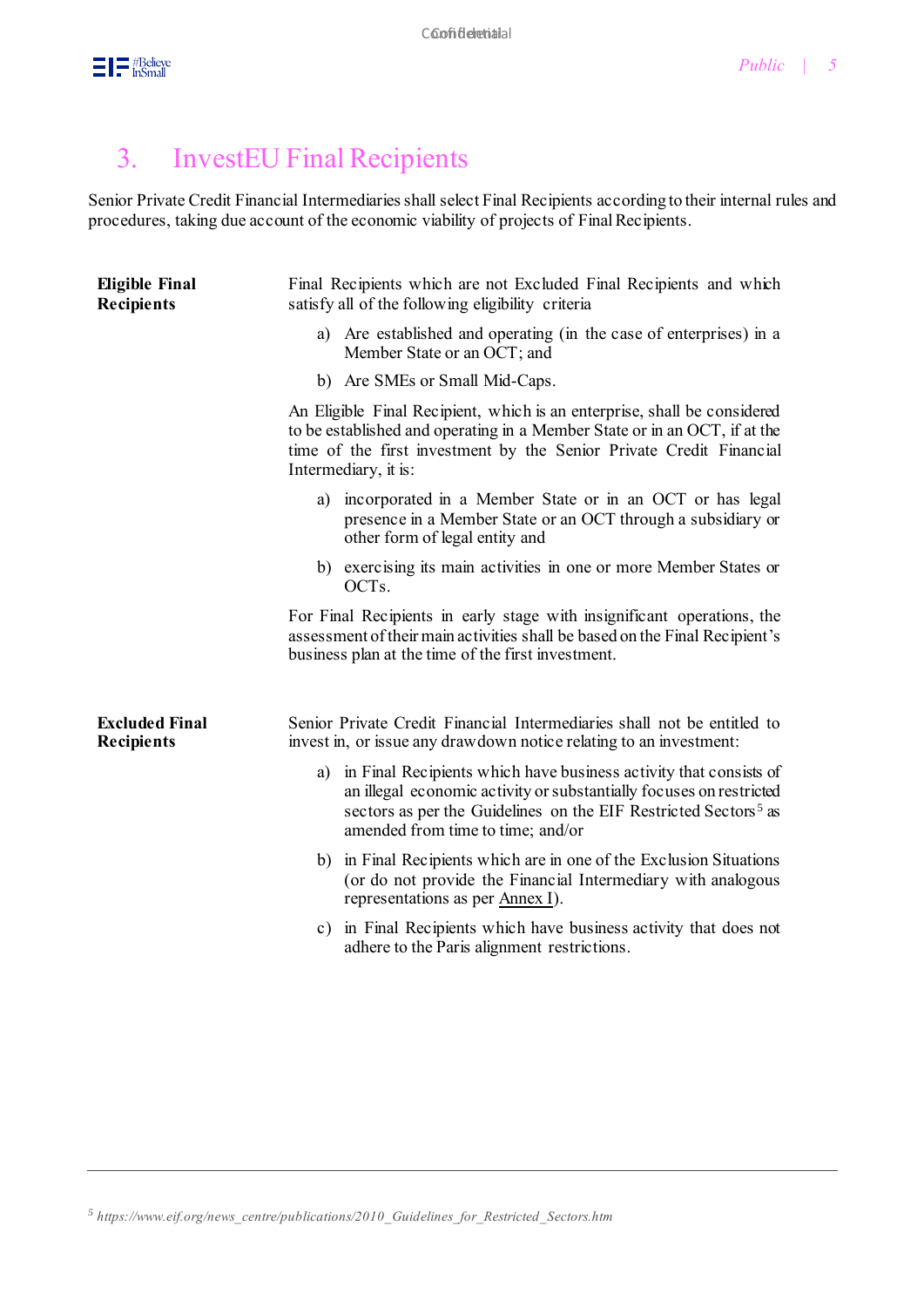## 3. InvestEU Final Recipients

Senior Private Credit Financial Intermediaries shall select Final Recipients according to their internal rules and procedures, taking due account of the economic viability of projects of Final Recipients.

**Eligible Final Recipients**

Final Recipients which are not Excluded Final Recipients and which satisfy all of the following eligibility criteria

a) Are established and operating (in the case of enterprises) in a Member State or an OCT; and

b) Are SMEs or Small Mid-Caps.

An Eligible Final Recipient, which is an enterprise, shall be considered to be established and operating in a Member State or in an OCT, if at the time of the first investment by the Senior Private Credit Financial Intermediary, it is:

a) incorporated in a Member State or in an OCT or has legal presence in a Member State or an OCT through a subsidiary or other form of legal entity and

b) exercising its main activities in one or more Member States or OCTs.

For Final Recipients in early stage with insignificant operations, the assessment of their main activities shall be based on the Final Recipient's business plan at the time of the first investment.

**Excluded Final Recipients**

Senior Private Credit Financial Intermediaries shall not be entitled to invest in, or issue any drawdown notice relating to an investment:

a) in Final Recipients which have business activity that consists of an illegal economic activity or substantially focuses on restricted sectors as per the Guidelines on the EIF Restricted Sectors[5] as amended from time to time; and/or

b) in Final Recipients which are in one of the Exclusion Situations (or do not provide the Financial Intermediary with analogous representations as per Annex I).

c) in Final Recipients which have business activity that does not adhere to the Paris alignment restrictions.

---

[5] *https://www.eif.org/news_centre/publications/2010_Guidelines_for_Restricted_Sectors.htm*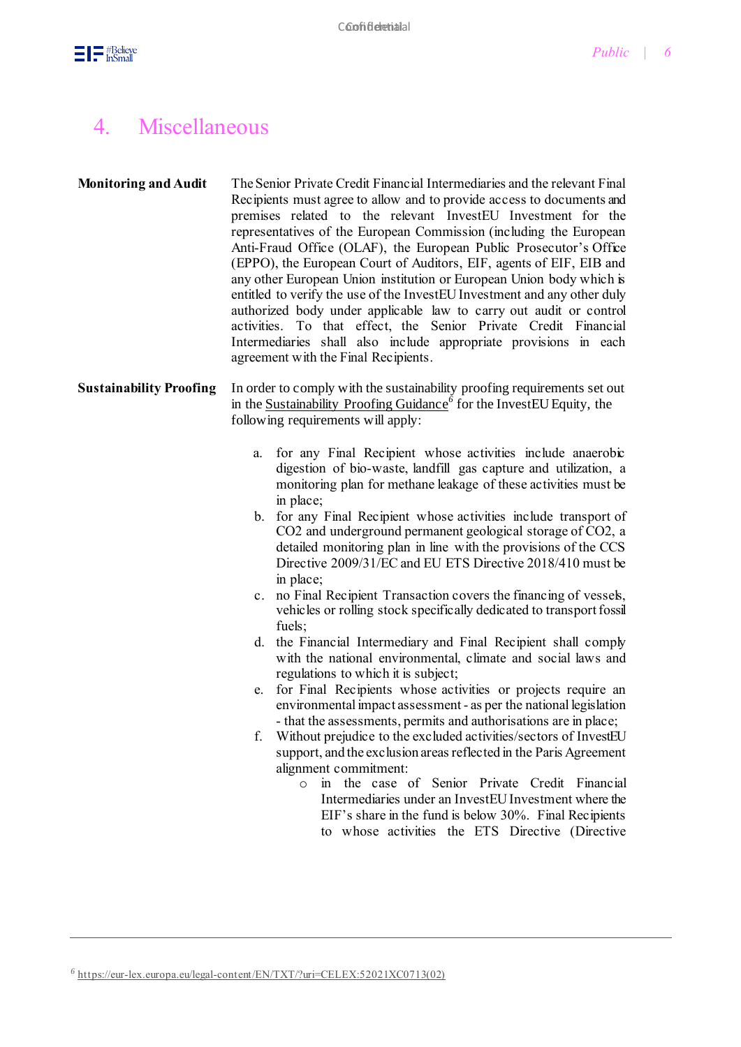## 4. Miscellaneous

**Monitoring and Audit**

The Senior Private Credit Financial Intermediaries and the relevant Final Recipients must agree to allow and to provide access to documents and premises related to the relevant InvestEU Investment for the representatives of the European Commission (including the European Anti-Fraud Office (OLAF), the European Public Prosecutor's Office (EPPO), the European Court of Auditors, EIF, agents of EIF, EIB and any other European Union institution or European Union body which is entitled to verify the use of the InvestEU Investment and any other duly authorized body under applicable law to carry out audit or control activities. To that effect, the Senior Private Credit Financial Intermediaries shall also include appropriate provisions in each agreement with the Final Recipients.

**Sustainability Proofing**

In order to comply with the sustainability proofing requirements set out in the Sustainability Proofing Guidance[6] for the InvestEU Equity, the following requirements will apply:

a. for any Final Recipient whose activities include anaerobic digestion of bio-waste, landfill gas capture and utilization, a monitoring plan for methane leakage of these activities must be in place;
b. for any Final Recipient whose activities include transport of $CO_2$ and underground permanent geological storage of $CO_2$, a detailed monitoring plan in line with the provisions of the CCS Directive 2009/31/EC and EU ETS Directive 2018/410 must be in place;
c. no Final Recipient Transaction covers the financing of vessels, vehicles or rolling stock specifically dedicated to transport fossil fuels;
d. the Financial Intermediary and Final Recipient shall comply with the national environmental, climate and social laws and regulations to which it is subject;
e. for Final Recipients whose activities or projects require an environmental impact assessment - as per the national legislation - that the assessments, permits and authorisations are in place;
f. Without prejudice to the excluded activities/sectors of InvestEU support, and the exclusion areas reflected in the Paris Agreement alignment commitment:
    - in the case of Senior Private Credit Financial Intermediaries under an InvestEU Investment where the EIF's share in the fund is below 30%. Final Recipients to whose activities the ETS Directive (Directive

[6] https://eur-lex.europa.eu/legal-content/EN/TXT/?uri=CELEX:52021XC0713(02)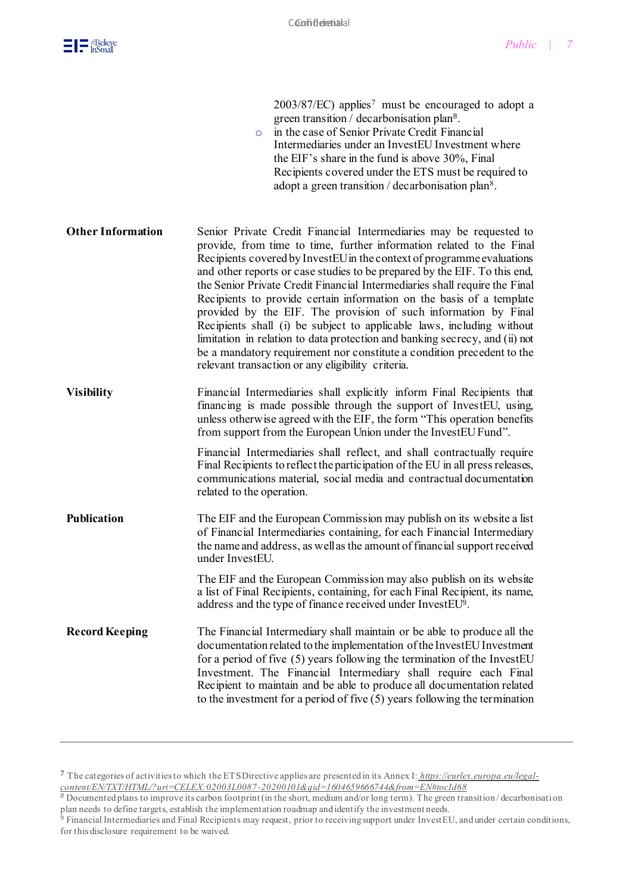2003/87/EC) applies[7] must be encouraged to adopt a green transition / decarbonisation plan[8].

- in the case of Senior Private Credit Financial Intermediaries under an InvestEU Investment where the EIF's share in the fund is above 30%, Final Recipients covered under the ETS must be required to adopt a green transition / decarbonisation plan[8].

| | |
|---|---|
| **Other Information** | Senior Private Credit Financial Intermediaries may be requested to provide, from time to time, further information related to the Final Recipients covered by InvestEU in the context of programme evaluations and other reports or case studies to be prepared by the EIF. To this end, the Senior Private Credit Financial Intermediaries shall require the Final Recipients to provide certain information on the basis of a template provided by the EIF. The provision of such information by Final Recipients shall (i) be subject to applicable laws, including without limitation in relation to data protection and banking secrecy, and (ii) not be a mandatory requirement nor constitute a condition precedent to the relevant transaction or any eligibility criteria. |
| **Visibility** | Financial Intermediaries shall explicitly inform Final Recipients that financing is made possible through the support of InvestEU, using, unless otherwise agreed with the EIF, the form "This operation benefits from support from the European Union under the InvestEU Fund".<br><br>Financial Intermediaries shall reflect, and shall contractually require Final Recipients to reflect the participation of the EU in all press releases, communications material, social media and contractual documentation related to the operation. |
| **Publication** | The EIF and the European Commission may publish on its website a list of Financial Intermediaries containing, for each Financial Intermediary the name and address, as well as the amount of financial support received under InvestEU.<br><br>The EIF and the European Commission may also publish on its website a list of Final Recipients, containing, for each Final Recipient, its name, address and the type of finance received under InvestEU[9]. |
| **Record Keeping** | The Financial Intermediary shall maintain or be able to produce all the documentation related to the implementation of the InvestEU Investment for a period of five (5) years following the termination of the InvestEU Investment. The Financial Intermediary shall require each Final Recipient to maintain and be able to produce all documentation related to the investment for a period of five (5) years following the termination |

---

[7] The categories of activities to which the ETS Directive applies are presented in its Annex I: https://eurlex.europa.eu/legal-content/EN/TXT/HTML/?uri=CELEX:02003L0087-20200101&qid=1604659666744&from=EN#tocId68

[8] Documented plans to improve its carbon footprint (in the short, medium and/or long term). The green transition / decarbonisation plan needs to define targets, establish the implementation roadmap and identify the investment needs.

[9] Financial Intermediaries and Final Recipients may request, prior to receiving support under InvestEU, and under certain conditions, for this disclosure requirement to be waived.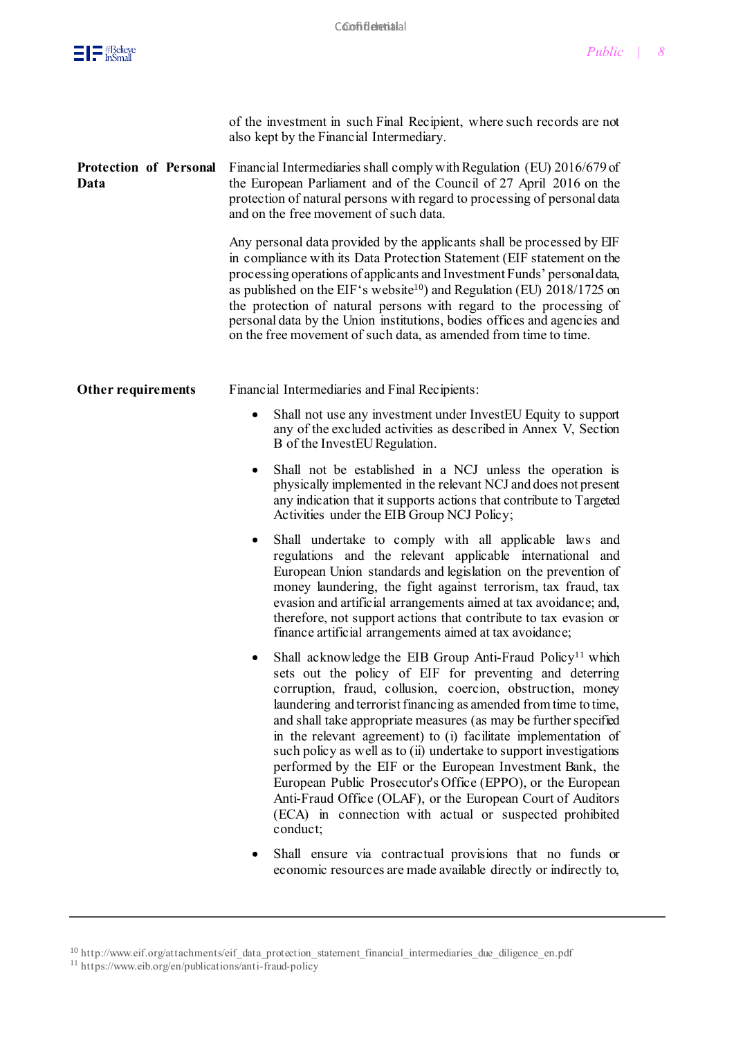of the investment in such Final Recipient, where such records are not also kept by the Financial Intermediary.

**Protection of Personal Data**

Financial Intermediaries shall comply with Regulation (EU) 2016/679 of the European Parliament and of the Council of 27 April 2016 on the protection of natural persons with regard to processing of personal data and on the free movement of such data.

Any personal data provided by the applicants shall be processed by EIF in compliance with its Data Protection Statement (EIF statement on the processing operations of applicants and Investment Funds' personal data, as published on the EIF's website[10]) and Regulation (EU) 2018/1725 on the protection of natural persons with regard to the processing of personal data by the Union institutions, bodies offices and agencies and on the free movement of such data, as amended from time to time.

**Other requirements**

Financial Intermediaries and Final Recipients:

- Shall not use any investment under InvestEU Equity to support any of the excluded activities as described in Annex V, Section B of the InvestEU Regulation.
- Shall not be established in a NCJ unless the operation is physically implemented in the relevant NCJ and does not present any indication that it supports actions that contribute to Targeted Activities under the EIB Group NCJ Policy;
- Shall undertake to comply with all applicable laws and regulations and the relevant applicable international and European Union standards and legislation on the prevention of money laundering, the fight against terrorism, tax fraud, tax evasion and artificial arrangements aimed at tax avoidance; and, therefore, not support actions that contribute to tax evasion or finance artificial arrangements aimed at tax avoidance;
- Shall acknowledge the EIB Group Anti-Fraud Policy[11] which sets out the policy of EIF for preventing and deterring corruption, fraud, collusion, coercion, obstruction, money laundering and terrorist financing as amended from time to time, and shall take appropriate measures (as may be further specified in the relevant agreement) to (i) facilitate implementation of such policy as well as to (ii) undertake to support investigations performed by the EIF or the European Investment Bank, the European Public Prosecutor's Office (EPPO), or the European Anti-Fraud Office (OLAF), or the European Court of Auditors (ECA) in connection with actual or suspected prohibited conduct;
- Shall ensure via contractual provisions that no funds or economic resources are made available directly or indirectly to,

[10] http://www.eif.org/attachments/eif_data_protection_statement_financial_intermediaries_due_diligence_en.pdf
[11] https://www.eib.org/en/publications/anti-fraud-policy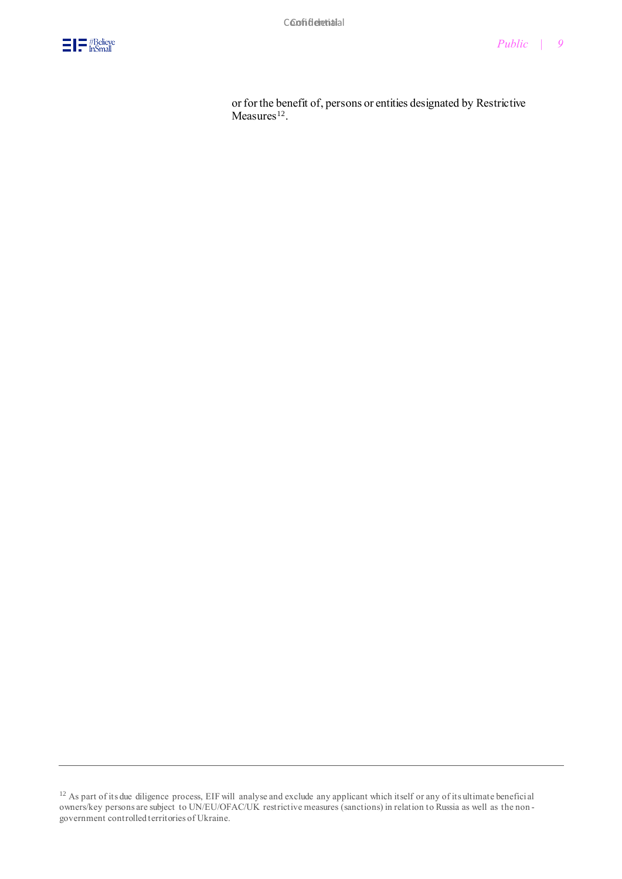or for the benefit of, persons or entities designated by Restrictive Measures[12].

[12] As part of its due diligence process, EIF will analyse and exclude any applicant which itself or any of its ultimate beneficial owners/key persons are subject to UN/EU/OFAC/UK restrictive measures (sanctions) in relation to Russia as well as the non-government controlled territories of Ukraine.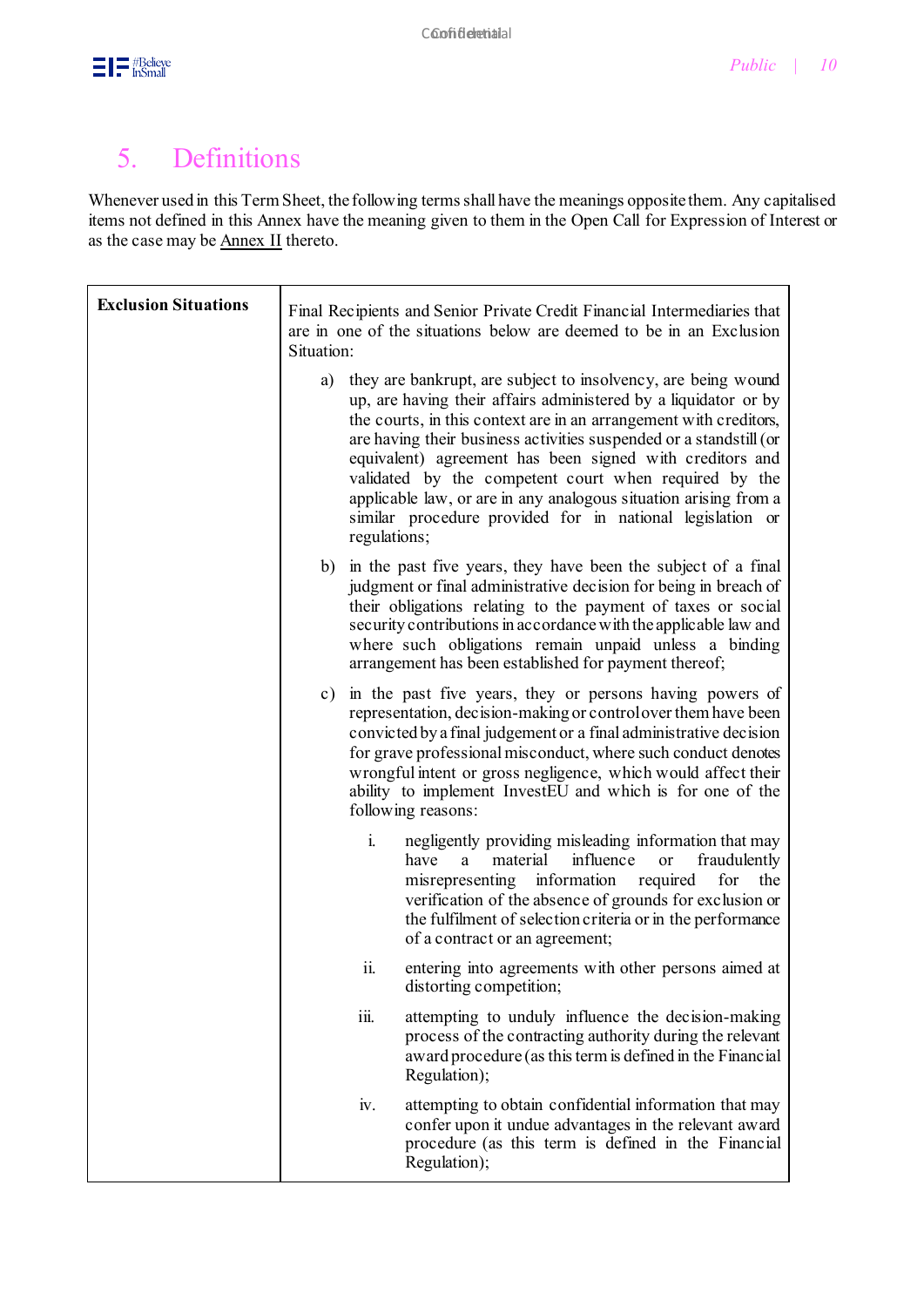## 5. Definitions

Whenever used in this Term Sheet, the following terms shall have the meanings opposite them. Any capitalised items not defined in this Annex have the meaning given to them in the Open Call for Expression of Interest or as the case may be Annex II thereto.

| **Exclusion Situations** | Final Recipients and Senior Private Credit Financial Intermediaries that are in one of the situations below are deemed to be in an Exclusion Situation:<br><br>a) they are bankrupt, are subject to insolvency, are being wound up, are having their affairs administered by a liquidator or by the courts, in this context are in an arrangement with creditors, are having their business activities suspended or a standstill (or equivalent) agreement has been signed with creditors and validated by the competent court when required by the applicable law, or are in any analogous situation arising from a similar procedure provided for in national legislation or regulations;<br><br>b) in the past five years, they have been the subject of a final judgment or final administrative decision for being in breach of their obligations relating to the payment of taxes or social security contributions in accordance with the applicable law and where such obligations remain unpaid unless a binding arrangement has been established for payment thereof;<br><br>c) in the past five years, they or persons having powers of representation, decision-making or control over them have been convicted by a final judgement or a final administrative decision for grave professional misconduct, where such conduct denotes wrongful intent or gross negligence, which would affect their ability to implement InvestEU and which is for one of the following reasons:<br><br>i. negligently providing misleading information that may have a material influence or fraudulently misrepresenting information required for the verification of the absence of grounds for exclusion or the fulfilment of selection criteria or in the performance of a contract or an agreement;<br><br>ii. entering into agreements with other persons aimed at distorting competition;<br><br>iii. attempting to unduly influence the decision-making process of the contracting authority during the relevant award procedure (as this term is defined in the Financial Regulation);<br><br>iv. attempting to obtain confidential information that may confer upon it undue advantages in the relevant award procedure (as this term is defined in the Financial Regulation); |
|---|---|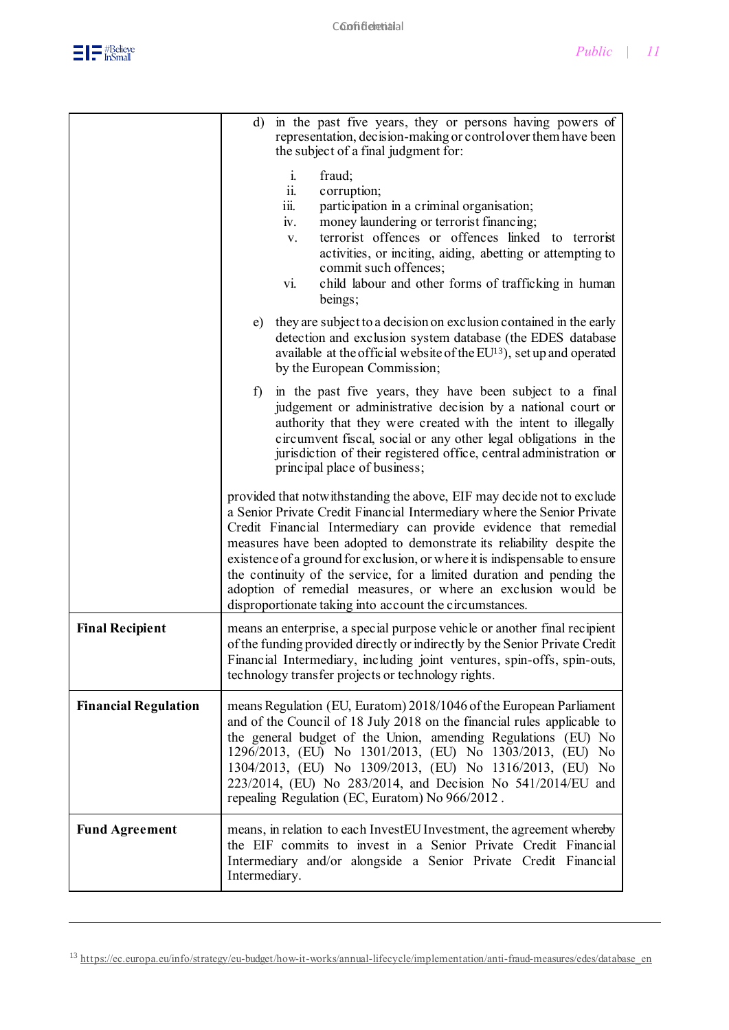| | |
|---|---|
| | d) in the past five years, they or persons having powers of representation, decision-making or control over them have been the subject of a final judgment for:<br><br>i. fraud;<br>ii. corruption;<br>iii. participation in a criminal organisation;<br>iv. money laundering or terrorist financing;<br>v. terrorist offences or offences linked to terrorist activities, or inciting, aiding, abetting or attempting to commit such offences;<br>vi. child labour and other forms of trafficking in human beings;<br><br>e) they are subject to a decision on exclusion contained in the early detection and exclusion system database (the EDES database available at the official website of the EU[13]), set up and operated by the European Commission;<br><br>f) in the past five years, they have been subject to a final judgement or administrative decision by a national court or authority that they were created with the intent to illegally circumvent fiscal, social or any other legal obligations in the jurisdiction of their registered office, central administration or principal place of business;<br><br>provided that notwithstanding the above, EIF may decide not to exclude a Senior Private Credit Financial Intermediary where the Senior Private Credit Financial Intermediary can provide evidence that remedial measures have been adopted to demonstrate its reliability despite the existence of a ground for exclusion, or where it is indispensable to ensure the continuity of the service, for a limited duration and pending the adoption of remedial measures, or where an exclusion would be disproportionate taking into account the circumstances. |
| **Final Recipient** | means an enterprise, a special purpose vehicle or another final recipient of the funding provided directly or indirectly by the Senior Private Credit Financial Intermediary, including joint ventures, spin-offs, spin-outs, technology transfer projects or technology rights. |
| **Financial Regulation** | means Regulation (EU, Euratom) 2018/1046 of the European Parliament and of the Council of 18 July 2018 on the financial rules applicable to the general budget of the Union, amending Regulations (EU) No 1296/2013, (EU) No 1301/2013, (EU) No 1303/2013, (EU) No 1304/2013, (EU) No 1309/2013, (EU) No 1316/2013, (EU) No 223/2014, (EU) No 283/2014, and Decision No 541/2014/EU and repealing Regulation (EC, Euratom) No 966/2012 . |
| **Fund Agreement** | means, in relation to each InvestEU Investment, the agreement whereby the EIF commits to invest in a Senior Private Credit Financial Intermediary and/or alongside a Senior Private Credit Financial Intermediary. |

[13] https://ec.europa.eu/info/strategy/eu-budget/how-it-works/annual-lifecycle/implementation/anti-fraud-measures/edes/database_en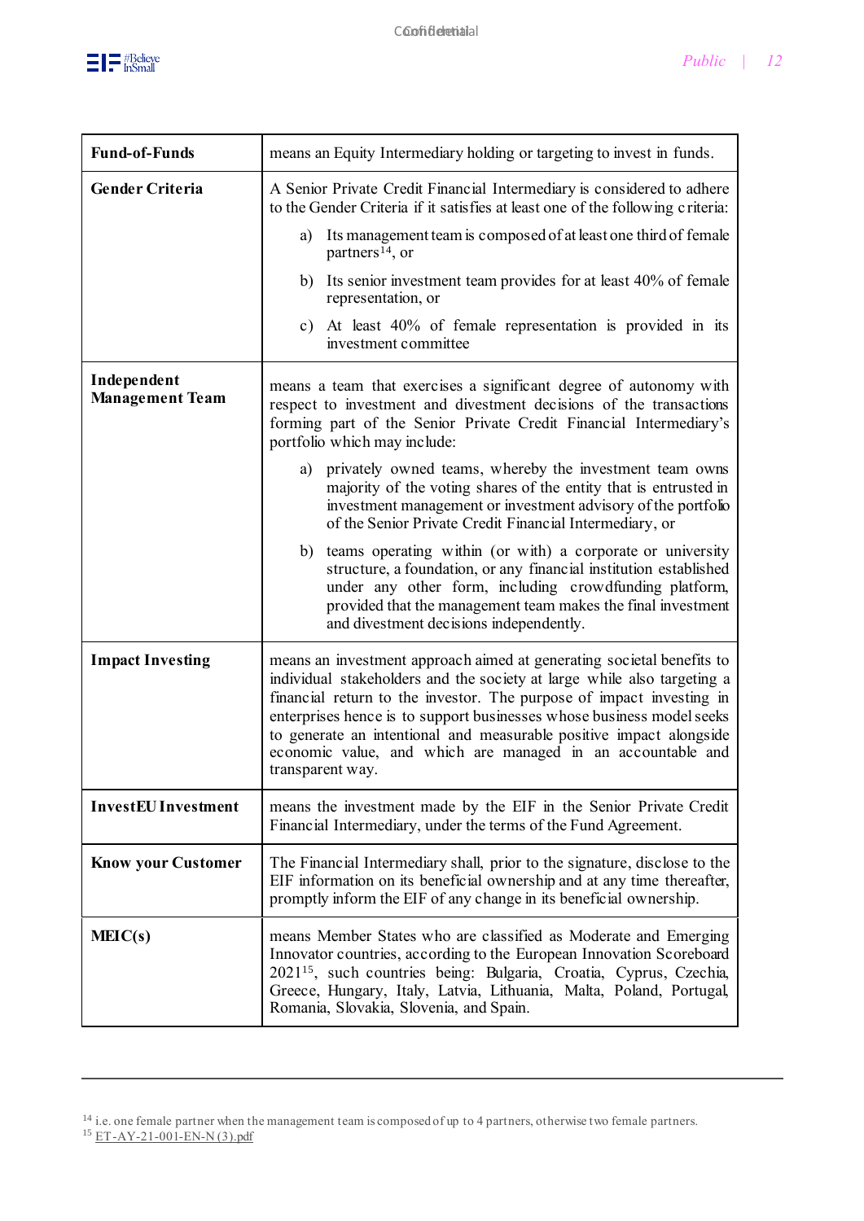| | |
|---|---|
| **Fund-of-Funds** | means an Equity Intermediary holding or targeting to invest in funds. |
| **Gender Criteria** | A Senior Private Credit Financial Intermediary is considered to adhere to the Gender Criteria if it satisfies at least one of the following criteria:<br>a) Its management team is composed of at least one third of female partners[14], or<br>b) Its senior investment team provides for at least 40% of female representation, or<br>c) At least 40% of female representation is provided in its investment committee |
| **Independent Management Team** | means a team that exercises a significant degree of autonomy with respect to investment and divestment decisions of the transactions forming part of the Senior Private Credit Financial Intermediary's portfolio which may include:<br>a) privately owned teams, whereby the investment team owns majority of the voting shares of the entity that is entrusted in investment management or investment advisory of the portfolio of the Senior Private Credit Financial Intermediary, or<br>b) teams operating within (or with) a corporate or university structure, a foundation, or any financial institution established under any other form, including crowdfunding platform, provided that the management team makes the final investment and divestment decisions independently. |
| **Impact Investing** | means an investment approach aimed at generating societal benefits to individual stakeholders and the society at large while also targeting a financial return to the investor. The purpose of impact investing in enterprises hence is to support businesses whose business model seeks to generate an intentional and measurable positive impact alongside economic value, and which are managed in an accountable and transparent way. |
| **InvestEU Investment** | means the investment made by the EIF in the Senior Private Credit Financial Intermediary, under the terms of the Fund Agreement. |
| **Know your Customer** | The Financial Intermediary shall, prior to the signature, disclose to the EIF information on its beneficial ownership and at any time thereafter, promptly inform the EIF of any change in its beneficial ownership. |
| **MEIC(s)** | means Member States who are classified as Moderate and Emerging Innovator countries, according to the European Innovation Scoreboard 2021[15], such countries being: Bulgaria, Croatia, Cyprus, Czechia, Greece, Hungary, Italy, Latvia, Lithuania, Malta, Poland, Portugal, Romania, Slovakia, Slovenia, and Spain. |

---

[14] i.e. one female partner when the management team is composed of up to 4 partners, otherwise two female partners.

[15] ET-AY-21-001-EN-N (3).pdf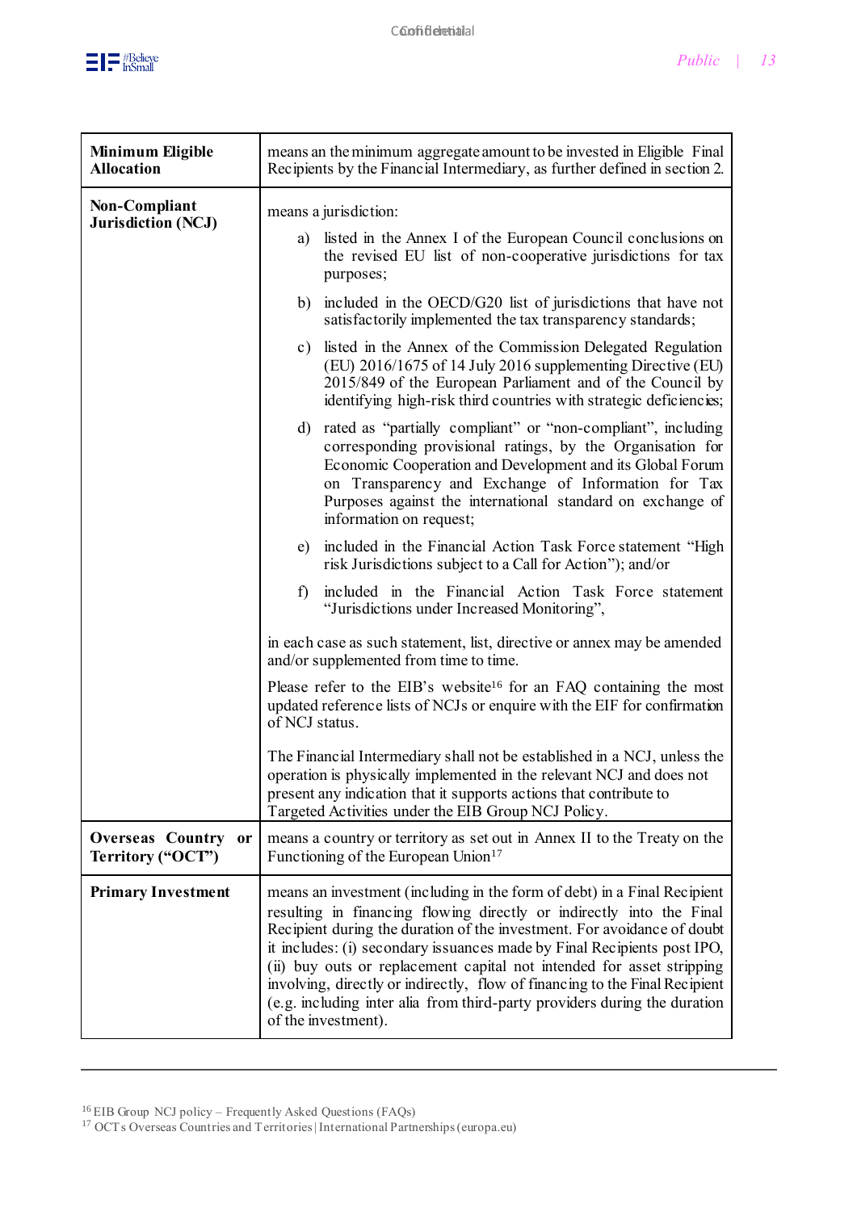| | |
|---|---|
| **Minimum Eligible Allocation** | means an the minimum aggregate amount to be invested in Eligible Final Recipients by the Financial Intermediary, as further defined in section 2. |
| **Non-Compliant Jurisdiction (NCJ)** | means a jurisdiction:<br><br>a) listed in the Annex I of the European Council conclusions on the revised EU list of non-cooperative jurisdictions for tax purposes;<br><br>b) included in the OECD/G20 list of jurisdictions that have not satisfactorily implemented the tax transparency standards;<br><br>c) listed in the Annex of the Commission Delegated Regulation (EU) 2016/1675 of 14 July 2016 supplementing Directive (EU) 2015/849 of the European Parliament and of the Council by identifying high-risk third countries with strategic deficiencies;<br><br>d) rated as "partially compliant" or "non-compliant", including corresponding provisional ratings, by the Organisation for Economic Cooperation and Development and its Global Forum on Transparency and Exchange of Information for Tax Purposes against the international standard on exchange of information on request;<br><br>e) included in the Financial Action Task Force statement "High risk Jurisdictions subject to a Call for Action"); and/or<br><br>f) included in the Financial Action Task Force statement "Jurisdictions under Increased Monitoring",<br><br>in each case as such statement, list, directive or annex may be amended and/or supplemented from time to time.<br><br>Please refer to the EIB's website[16] for an FAQ containing the most updated reference lists of NCJs or enquire with the EIF for confirmation of NCJ status.<br><br>The Financial Intermediary shall not be established in a NCJ, unless the operation is physically implemented in the relevant NCJ and does not present any indication that it supports actions that contribute to Targeted Activities under the EIB Group NCJ Policy. |
| **Overseas Country or Territory ("OCT")** | means a country or territory as set out in Annex II to the Treaty on the Functioning of the European Union[17] |
| **Primary Investment** | means an investment (including in the form of debt) in a Final Recipient resulting in financing flowing directly or indirectly into the Final Recipient during the duration of the investment. For avoidance of doubt it includes: (i) secondary issuances made by Final Recipients post IPO, (ii) buy outs or replacement capital not intended for asset stripping involving, directly or indirectly, flow of financing to the Final Recipient (e.g. including inter alia from third-party providers during the duration of the investment). |

[16] EIB Group NCJ policy – Frequently Asked Questions (FAQs)

[17] OCTs Overseas Countries and Territories | International Partnerships (europa.eu)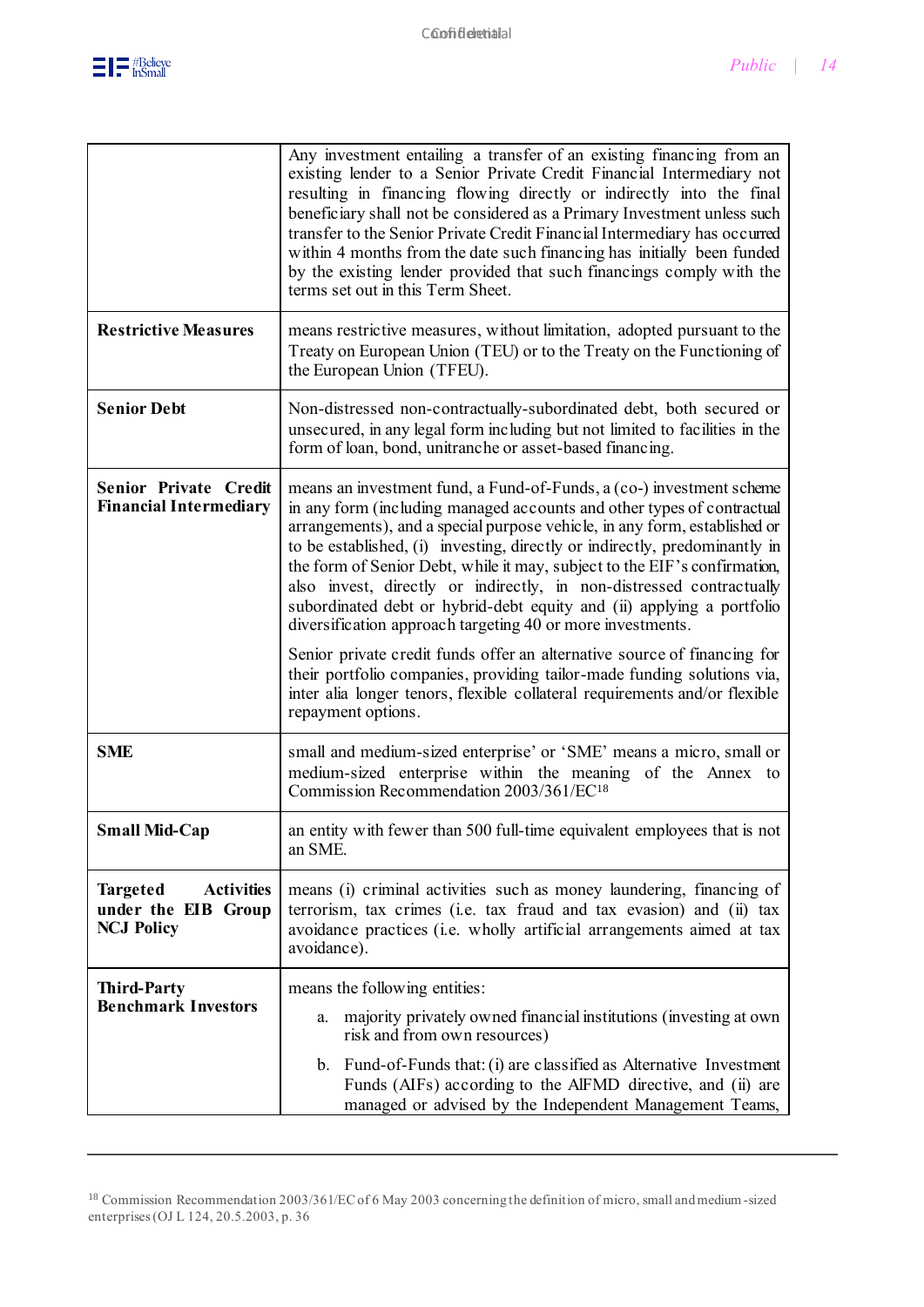| | |
|---|---|
| | Any investment entailing a transfer of an existing financing from an existing lender to a Senior Private Credit Financial Intermediary not resulting in financing flowing directly or indirectly into the final beneficiary shall not be considered as a Primary Investment unless such transfer to the Senior Private Credit Financial Intermediary has occurred within 4 months from the date such financing has initially been funded by the existing lender provided that such financings comply with the terms set out in this Term Sheet. |
| **Restrictive Measures** | means restrictive measures, without limitation, adopted pursuant to the Treaty on European Union (TEU) or to the Treaty on the Functioning of the European Union (TFEU). |
| **Senior Debt** | Non-distressed non-contractually-subordinated debt, both secured or unsecured, in any legal form including but not limited to facilities in the form of loan, bond, unitranche or asset-based financing. |
| **Senior Private Credit Financial Intermediary** | means an investment fund, a Fund-of-Funds, a (co-) investment scheme in any form (including managed accounts and other types of contractual arrangements), and a special purpose vehicle, in any form, established or to be established, (i) investing, directly or indirectly, predominantly in the form of Senior Debt, while it may, subject to the EIF's confirmation, also invest, directly or indirectly, in non-distressed contractually subordinated debt or hybrid-debt equity and (ii) applying a portfolio diversification approach targeting 40 or more investments.<br><br>Senior private credit funds offer an alternative source of financing for their portfolio companies, providing tailor-made funding solutions via, inter alia longer tenors, flexible collateral requirements and/or flexible repayment options. |
| **SME** | small and medium-sized enterprise' or 'SME' means a micro, small or medium-sized enterprise within the meaning of the Annex to Commission Recommendation 2003/361/EC[18] |
| **Small Mid-Cap** | an entity with fewer than 500 full-time equivalent employees that is not an SME. |
| **Targeted Activities under the EIB Group NCJ Policy** | means (i) criminal activities such as money laundering, financing of terrorism, tax crimes (i.e. tax fraud and tax evasion) and (ii) tax avoidance practices (i.e. wholly artificial arrangements aimed at tax avoidance). |
| **Third-Party Benchmark Investors** | means the following entities:<br><br>a. majority privately owned financial institutions (investing at own risk and from own resources)<br><br>b. Fund-of-Funds that: (i) are classified as Alternative Investment Funds (AIFs) according to the AIFMD directive, and (ii) are managed or advised by the Independent Management Teams, |

[18] Commission Recommendation 2003/361/EC of 6 May 2003 concerning the definition of micro, small and medium-sized enterprises (OJ L 124, 20.5.2003, p. 36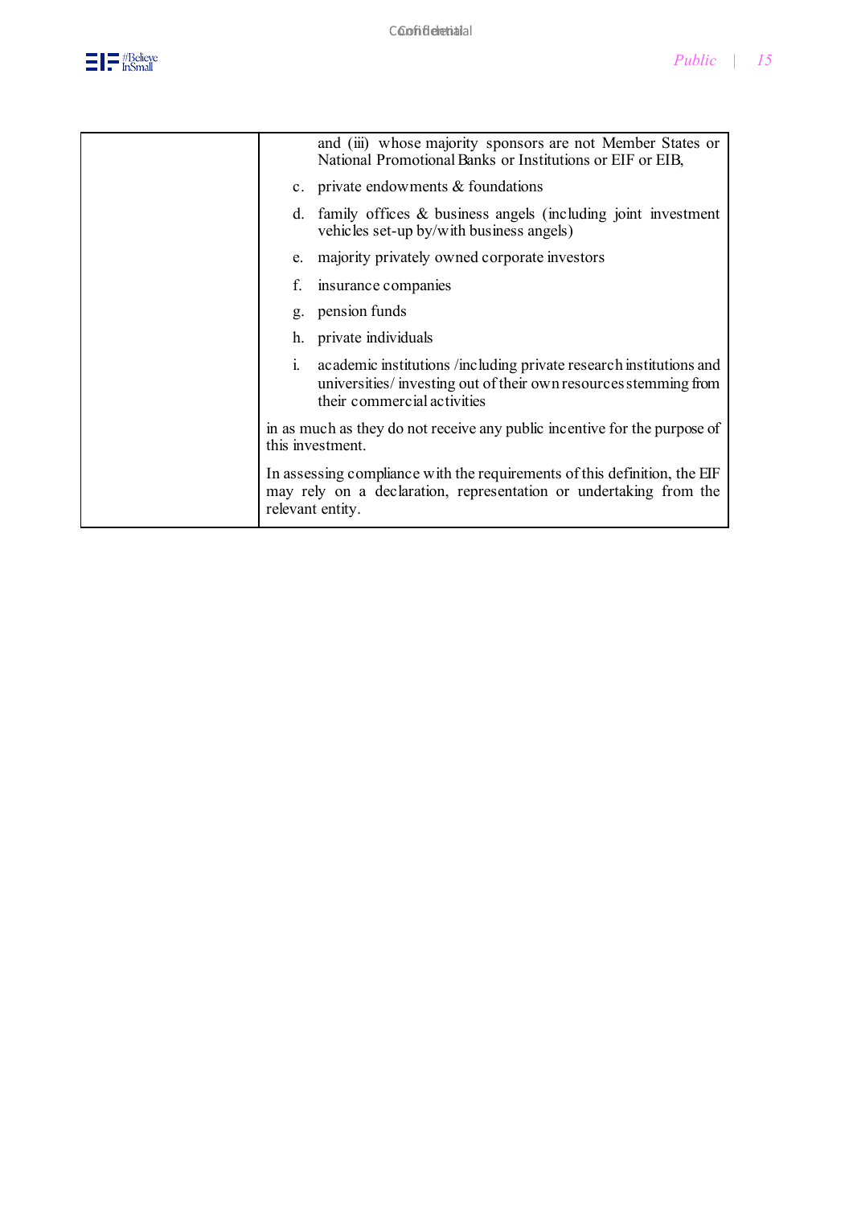| | |
|---|---|
| | and (iii) whose majority sponsors are not Member States or National Promotional Banks or Institutions or EIF or EIB,<br>c. private endowments & foundations<br>d. family offices & business angels (including joint investment vehicles set-up by/with business angels)<br>e. majority privately owned corporate investors<br>f. insurance companies<br>g. pension funds<br>h. private individuals<br>i. academic institutions /including private research institutions and universities/ investing out of their own resources stemming from their commercial activities<br><br>in as much as they do not receive any public incentive for the purpose of this investment.<br><br>In assessing compliance with the requirements of this definition, the EIF may rely on a declaration, representation or undertaking from the relevant entity. |